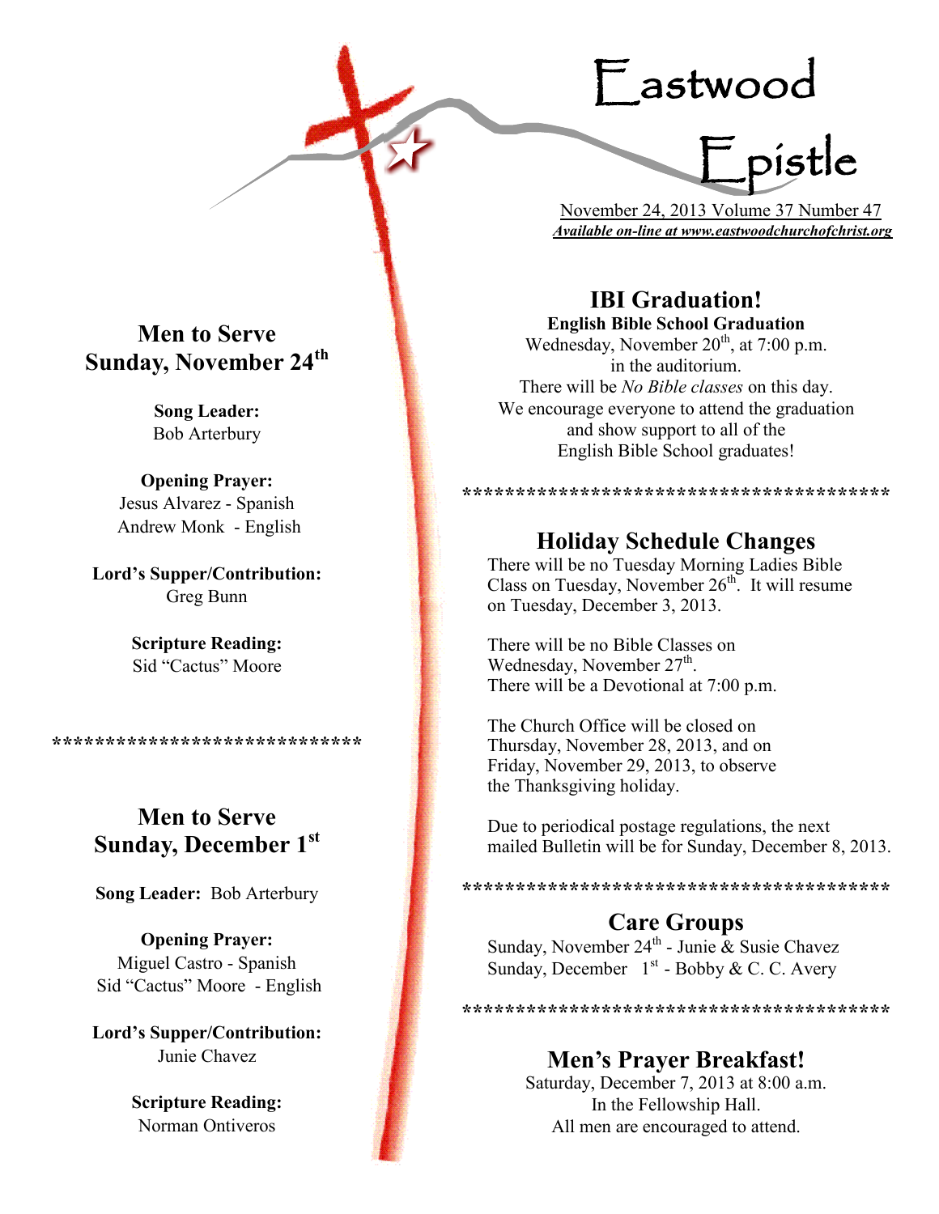# Eastwood Epistle

November 24, 2013 Volume 37 Number 47

***Available on-line at www.eastwoodchurchofchrist.org***

## Men to Serve Sunday, November 24th

**Song Leader:**
Bob Arterbury

**Opening Prayer:**
Jesus Alvarez - Spanish
Andrew Monk - English

**Lord's Supper/Contribution:**
Greg Bunn

**Scripture Reading:**
Sid "Cactus" Moore

****************************

## Men to Serve Sunday, December 1st

**Song Leader:** Bob Arterbury

**Opening Prayer:**
Miguel Castro - Spanish
Sid "Cactus" Moore - English

**Lord's Supper/Contribution:**
Junie Chavez

**Scripture Reading:**
Norman Ontiveros

## IBI Graduation!

**English Bible School Graduation**

Wednesday, November 20th, at 7:00 p.m.
in the auditorium.
There will be *No Bible classes* on this day.
We encourage everyone to attend the graduation
and show support to all of the
English Bible School graduates!

****************************************

## Holiday Schedule Changes

There will be no Tuesday Morning Ladies Bible Class on Tuesday, November 26th. It will resume on Tuesday, December 3, 2013.

There will be no Bible Classes on Wednesday, November 27th.
There will be a Devotional at 7:00 p.m.

The Church Office will be closed on Thursday, November 28, 2013, and on Friday, November 29, 2013, to observe the Thanksgiving holiday.

Due to periodical postage regulations, the next mailed Bulletin will be for Sunday, December 8, 2013.

****************************************

## Care Groups

Sunday, November 24th - Junie & Susie Chavez
Sunday, December 1st - Bobby & C. C. Avery

****************************************

## Men's Prayer Breakfast!

Saturday, December 7, 2013 at 8:00 a.m.
In the Fellowship Hall.
All men are encouraged to attend.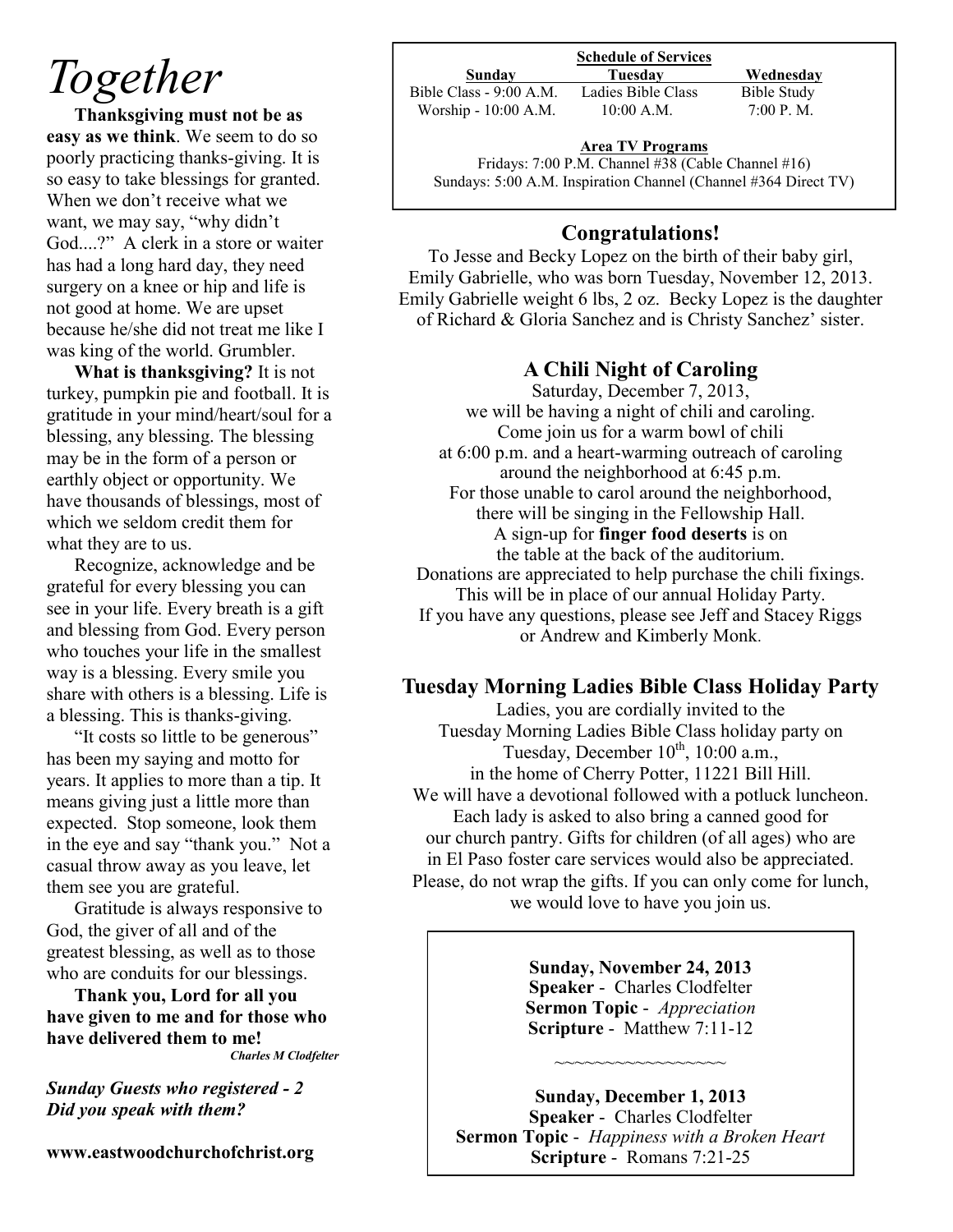# Together

**Thanksgiving must not be as easy as we think**. We seem to do so poorly practicing thanks-giving. It is so easy to take blessings for granted. When we don't receive what we want, we may say, "why didn't God....?" A clerk in a store or waiter has had a long hard day, they need surgery on a knee or hip and life is not good at home. We are upset because he/she did not treat me like I was king of the world. Grumbler.

**What is thanksgiving?** It is not turkey, pumpkin pie and football. It is gratitude in your mind/heart/soul for a blessing, any blessing. The blessing may be in the form of a person or earthly object or opportunity. We have thousands of blessings, most of which we seldom credit them for what they are to us.

Recognize, acknowledge and be grateful for every blessing you can see in your life. Every breath is a gift and blessing from God. Every person who touches your life in the smallest way is a blessing. Every smile you share with others is a blessing. Life is a blessing. This is thanks-giving.

"It costs so little to be generous" has been my saying and motto for years. It applies to more than a tip. It means giving just a little more than expected. Stop someone, look them in the eye and say "thank you." Not a casual throw away as you leave, let them see you are grateful.

Gratitude is always responsive to God, the giver of all and of the greatest blessing, as well as to those who are conduits for our blessings.

**Thank you, Lord for all you have given to me and for those who have delivered them to me!**

***Charles M Clodfelter***

***Sunday Guests who registered - 2***
***Did you speak with them?***

**www.eastwoodchurchofchrist.org**

**Schedule of Services**

| Sunday | Tuesday | Wednesday |
|---|---|---|
| Bible Class - 9:00 A.M. | Ladies Bible Class | Bible Study |
| Worship - 10:00 A.M. | 10:00 A.M. | 7:00 P. M. |

**Area TV Programs**

Fridays: 7:00 P.M. Channel #38 (Cable Channel #16)
Sundays: 5:00 A.M. Inspiration Channel (Channel #364 Direct TV)

## Congratulations!

To Jesse and Becky Lopez on the birth of their baby girl, Emily Gabrielle, who was born Tuesday, November 12, 2013. Emily Gabrielle weight 6 lbs, 2 oz. Becky Lopez is the daughter of Richard & Gloria Sanchez and is Christy Sanchez' sister.

## A Chili Night of Caroling

Saturday, December 7, 2013,
we will be having a night of chili and caroling.
Come join us for a warm bowl of chili
at 6:00 p.m. and a heart-warming outreach of caroling
around the neighborhood at 6:45 p.m.
For those unable to carol around the neighborhood,
there will be singing in the Fellowship Hall.
A sign-up for **finger food deserts** is on
the table at the back of the auditorium.
Donations are appreciated to help purchase the chili fixings.
This will be in place of our annual Holiday Party.
If you have any questions, please see Jeff and Stacey Riggs
or Andrew and Kimberly Monk.

## Tuesday Morning Ladies Bible Class Holiday Party

Ladies, you are cordially invited to the
Tuesday Morning Ladies Bible Class holiday party on
Tuesday, December 10th, 10:00 a.m.,
in the home of Cherry Potter, 11221 Bill Hill.
We will have a devotional followed with a potluck luncheon.
Each lady is asked to also bring a canned good for
our church pantry. Gifts for children (of all ages) who are
in El Paso foster care services would also be appreciated.
Please, do not wrap the gifts. If you can only come for lunch,
we would love to have you join us.

**Sunday, November 24, 2013**
**Speaker** - Charles Clodfelter
**Sermon Topic** - *Appreciation*
**Scripture** - Matthew 7:11-12

~~~~~~~~~~~~~~~~~~

**Sunday, December 1, 2013**
**Speaker** - Charles Clodfelter
**Sermon Topic** - *Happiness with a Broken Heart*
**Scripture** - Romans 7:21-25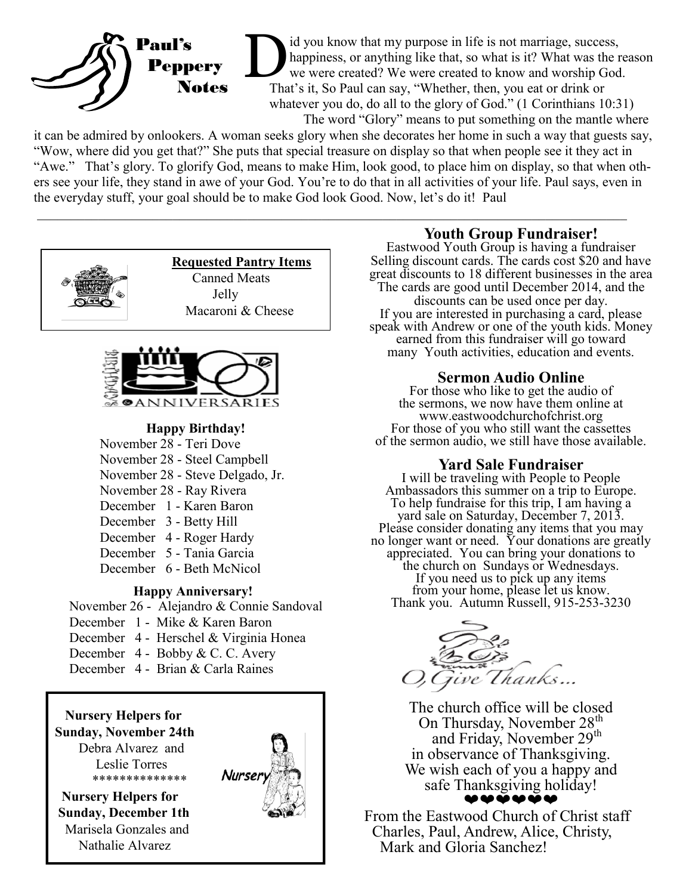# Paul's Peppery Notes

Did you know that my purpose in life is not marriage, success, happiness, or anything like that, so what is it? What was the reason we were created? We were created to know and worship God. That's it, So Paul can say, "Whether, then, you eat or drink or whatever you do, do all to the glory of God." (1 Corinthians 10:31)

The word "Glory" means to put something on the mantle where it can be admired by onlookers. A woman seeks glory when she decorates her home in such a way that guests say, "Wow, where did you get that?" She puts that special treasure on display so that when people see it they act in "Awe." That's glory. To glorify God, means to make Him, look good, to place him on display, so that when others see your life, they stand in awe of your God. You're to do that in all activities of your life. Paul says, even in the everyday stuff, your goal should be to make God look Good. Now, let's do it! Paul

---

**Requested Pantry Items**

Canned Meats
Jelly
Macaroni & Cheese

**Happy Birthday!**

November 28 - Teri Dove
November 28 - Steel Campbell
November 28 - Steve Delgado, Jr.
November 28 - Ray Rivera
December 1 - Karen Baron
December 3 - Betty Hill
December 4 - Roger Hardy
December 5 - Tania Garcia
December 6 - Beth McNicol

**Happy Anniversary!**

November 26 - Alejandro & Connie Sandoval
December 1 - Mike & Karen Baron
December 4 - Herschel & Virginia Honea
December 4 - Bobby & C. C. Avery
December 4 - Brian & Carla Raines

**Nursery Helpers for Sunday, November 24th**
Debra Alvarez and Leslie Torres

**************

**Nursery Helpers for Sunday, December 1th**
Marisela Gonzales and Nathalie Alvarez

## Youth Group Fundraiser!

Eastwood Youth Group is having a fundraiser Selling discount cards. The cards cost $20 and have great discounts to 18 different businesses in the area The cards are good until December 2014, and the discounts can be used once per day. If you are interested in purchasing a card, please speak with Andrew or one of the youth kids. Money earned from this fundraiser will go toward many Youth activities, education and events.

## Sermon Audio Online

For those who like to get the audio of the sermons, we now have them online at www.eastwoodchurchofchrist.org For those of you who still want the cassettes of the sermon audio, we still have those available.

## Yard Sale Fundraiser

I will be traveling with People to People Ambassadors this summer on a trip to Europe. To help fundraise for this trip, I am having a yard sale on Saturday, December 7, 2013. Please consider donating any items that you may no longer want or need. Your donations are greatly appreciated. You can bring your donations to the church on Sundays or Wednesdays. If you need us to pick up any items from your home, please let us know. Thank you. Autumn Russell, 915-253-3230

*O, Give Thanks...*

The church office will be closed On Thursday, November 28th and Friday, November 29th in observance of Thanksgiving. We wish each of you a happy and safe Thanksgiving holiday!

❤❤❤❤❤❤

From the Eastwood Church of Christ staff Charles, Paul, Andrew, Alice, Christy, Mark and Gloria Sanchez!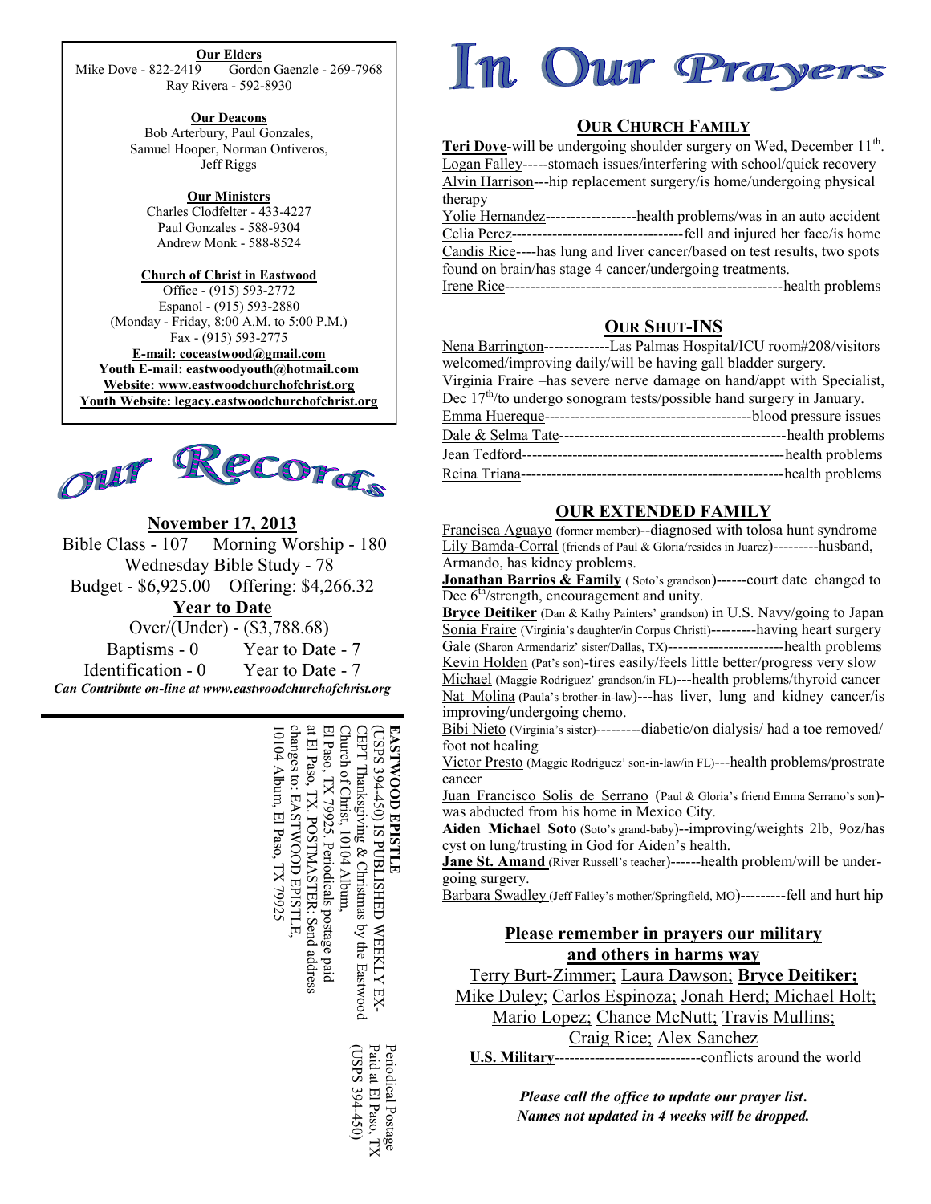**Our Elders**
Mike Dove - 822-2419 Gordon Gaenzle - 269-7968
Ray Rivera - 592-8930

**Our Deacons**
Bob Arterbury, Paul Gonzales, Samuel Hooper, Norman Ontiveros, Jeff Riggs

**Our Ministers**
Charles Clodfelter - 433-4227
Paul Gonzales - 588-9304
Andrew Monk - 588-8524

**Church of Christ in Eastwood**
Office - (915) 593-2772
Espanol - (915) 593-2880
(Monday - Friday, 8:00 A.M. to 5:00 P.M.)
Fax - (915) 593-2775
**E-mail: coceastwood@gmail.com**
**Youth E-mail: eastwoodyouth@hotmail.com**
**Website: www.eastwoodchurchofchrist.org**
**Youth Website: legacy.eastwoodchurchofchrist.org**

# Our Records

**November 17, 2013**

Bible Class - 107 Morning Worship - 180
Wednesday Bible Study - 78
Budget - $6,925.00 Offering: $4,266.32

**Year to Date**

Over/(Under) - ($3,788.68)
Baptisms - 0 Year to Date - 7
Identification - 0 Year to Date - 7

*Can Contribute on-line at www.eastwoodchurchofchrist.org*

**EASTWOOD EPISTLE** (USPS 394-450) IS PUBLISHED WEEKLY EXCEPT Thanksgiving & Christmas by the Eastwood Church of Christ, 10104 Album, El Paso, TX 79925. Periodicals postage paid at El Paso, TX. POSTMASTER: Send address changes to: EASTWOOD EPISTLE, 10104 Album, El Paso, TX 79925

Periodical Postage Paid at El Paso, TX (USPS 394-450)

# In Our Prayers

## Our Church Family

**Teri Dove**-will be undergoing shoulder surgery on Wed, December 11th.
Logan Falley-----stomach issues/interfering with school/quick recovery
Alvin Harrison---hip replacement surgery/is home/undergoing physical therapy
Yolie Hernandez------------------health problems/was in an auto accident
Celia Perez----------------------------------fell and injured her face/is home
Candis Rice----has lung and liver cancer/based on test results, two spots found on brain/has stage 4 cancer/undergoing treatments.
Irene Rice-------------------------------------------------------health problems

## Our Shut-Ins

Nena Barrington-------------Las Palmas Hospital/ICU room#208/visitors welcomed/improving daily/will be having gall bladder surgery.
Virginia Fraire –has severe nerve damage on hand/appt with Specialist, Dec 17th/to undergo sonogram tests/possible hand surgery in January.
Emma Huereque----------------------------------------blood pressure issues
Dale & Selma Tate---------------------------------------------health problems
Jean Tedford----------------------------------------------------health problems
Reina Triana----------------------------------------------------health problems

## OUR EXTENDED FAMILY

Francisca Aguayo (former member)--diagnosed with tolosa hunt syndrome
Lily Bamda-Corral (friends of Paul & Gloria/resides in Juarez)---------husband, Armando, has kidney problems.
**Jonathan Barrios & Family** ( Soto's grandson)------court date changed to Dec 6th/strength, encouragement and unity.
**Bryce Deitiker** (Dan & Kathy Painters' grandson) in U.S. Navy/going to Japan
Sonia Fraire (Virginia's daughter/in Corpus Christi)---------having heart surgery
Gale (Sharon Armendariz' sister/Dallas, TX)-----------------------health problems
Kevin Holden (Pat's son)-tires easily/feels little better/progress very slow
Michael (Maggie Rodriguez' grandson/in FL)---health problems/thyroid cancer
Nat Molina (Paula's brother-in-law)---has liver, lung and kidney cancer/is improving/undergoing chemo.
Bibi Nieto (Virginia's sister)---------diabetic/on dialysis/ had a toe removed/ foot not healing
Victor Presto (Maggie Rodriguez' son-in-law/in FL)---health problems/prostrate cancer
Juan Francisco Solis de Serrano (Paul & Gloria's friend Emma Serrano's son)-was abducted from his home in Mexico City.
**Aiden Michael Soto** (Soto's grand-baby)--improving/weights 2lb, 9oz/has cyst on lung/trusting in God for Aiden's health.
**Jane St. Amand** (River Russell's teacher)------health problem/will be undergoing surgery.
Barbara Swadley (Jeff Falley's mother/Springfield, MO)---------fell and hurt hip

**Please remember in prayers our military and others in harms way**

Terry Burt-Zimmer; Laura Dawson; **Bryce Deitiker;** Mike Duley; Carlos Espinoza; Jonah Herd; Michael Holt; Mario Lopez; Chance McNutt; Travis Mullins; Craig Rice; Alex Sanchez

**U.S. Military**----------------------------conflicts around the world

***Please call the office to update our prayer list. Names not updated in 4 weeks will be dropped.***